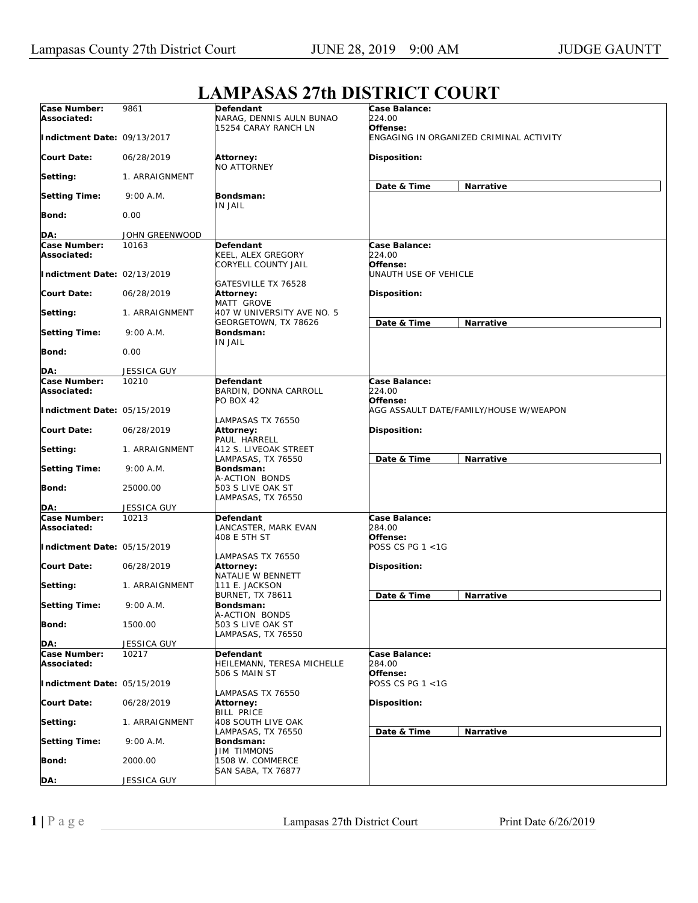# LAMPASAS 27th DISTRICT COURT

| | | | |
|---|---|---|---|
| **Case Number:** 9861<br>**Associated:**<br>**Indictment Date:** 09/13/2017<br>**Court Date:** 06/28/2019<br>**Setting:** 1. ARRAIGNMENT<br>**Setting Time:** 9:00 A.M.<br>**Bond:** 0.00<br>**DA:** JOHN GREENWOOD | **Defendant**<br>NARAG, DENNIS AULN BUNAO<br>15254 CARAY RANCH LN<br>**Attorney:**<br>NO ATTORNEY<br>**Bondsman:**<br>IN JAIL | **Case Balance:**<br>224.00<br>**Offense:**<br>ENGAGING IN ORGANIZED CRIMINAL ACTIVITY<br>**Disposition:** | **Date & Time** / **Narrative** |
| **Case Number:** 10163<br>**Associated:**<br>**Indictment Date:** 02/13/2019<br>**Court Date:** 06/28/2019<br>**Setting:** 1. ARRAIGNMENT<br>**Setting Time:** 9:00 A.M.<br>**Bond:** 0.00<br>**DA:** JESSICA GUY | **Defendant**<br>KEEL, ALEX GREGORY<br>CORYELL COUNTY JAIL<br>GATESVILLE TX 76528<br>**Attorney:**<br>MATT GROVE<br>407 W UNIVERSITY AVE NO. 5<br>GEORGETOWN, TX 78626<br>**Bondsman:**<br>IN JAIL | **Case Balance:**<br>224.00<br>**Offense:**<br>UNAUTH USE OF VEHICLE<br>**Disposition:** | **Date & Time** / **Narrative** |
| **Case Number:** 10210<br>**Associated:**<br>**Indictment Date:** 05/15/2019<br>**Court Date:** 06/28/2019<br>**Setting:** 1. ARRAIGNMENT<br>**Setting Time:** 9:00 A.M.<br>**Bond:** 25000.00<br>**DA:** JESSICA GUY | **Defendant**<br>BARDIN, DONNA CARROLL<br>PO BOX 42<br>LAMPASAS TX 76550<br>**Attorney:**<br>PAUL HARRELL<br>412 S. LIVEOAK STREET<br>LAMPASAS, TX 76550<br>**Bondsman:**<br>A-ACTION BONDS<br>503 S LIVE OAK ST<br>LAMPASAS, TX 76550 | **Case Balance:**<br>224.00<br>**Offense:**<br>AGG ASSAULT DATE/FAMILY/HOUSE W/WEAPON<br>**Disposition:** | **Date & Time** / **Narrative** |
| **Case Number:** 10213<br>**Associated:**<br>**Indictment Date:** 05/15/2019<br>**Court Date:** 06/28/2019<br>**Setting:** 1. ARRAIGNMENT<br>**Setting Time:** 9:00 A.M.<br>**Bond:** 1500.00<br>**DA:** JESSICA GUY | **Defendant**<br>LANCASTER, MARK EVAN<br>408 E 5TH ST<br>LAMPASAS TX 76550<br>**Attorney:**<br>NATALIE W BENNETT<br>111 E. JACKSON<br>BURNET, TX 78611<br>**Bondsman:**<br>A-ACTION BONDS<br>503 S LIVE OAK ST<br>LAMPASAS, TX 76550 | **Case Balance:**<br>284.00<br>**Offense:**<br>POSS CS PG 1 <1G<br>**Disposition:** | **Date & Time** / **Narrative** |
| **Case Number:** 10217<br>**Associated:**<br>**Indictment Date:** 05/15/2019<br>**Court Date:** 06/28/2019<br>**Setting:** 1. ARRAIGNMENT<br>**Setting Time:** 9:00 A.M.<br>**Bond:** 2000.00<br>**DA:** JESSICA GUY | **Defendant**<br>HEILEMANN, TERESA MICHELLE<br>506 S MAIN ST<br>LAMPASAS TX 76550<br>**Attorney:**<br>BILL PRICE<br>408 SOUTH LIVE OAK<br>LAMPASAS, TX 76550<br>**Bondsman:**<br>JIM TIMMONS<br>1508 W. COMMERCE<br>SAN SABA, TX 76877 | **Case Balance:**<br>284.00<br>**Offense:**<br>POSS CS PG 1 <1G<br>**Disposition:** | **Date & Time** / **Narrative** |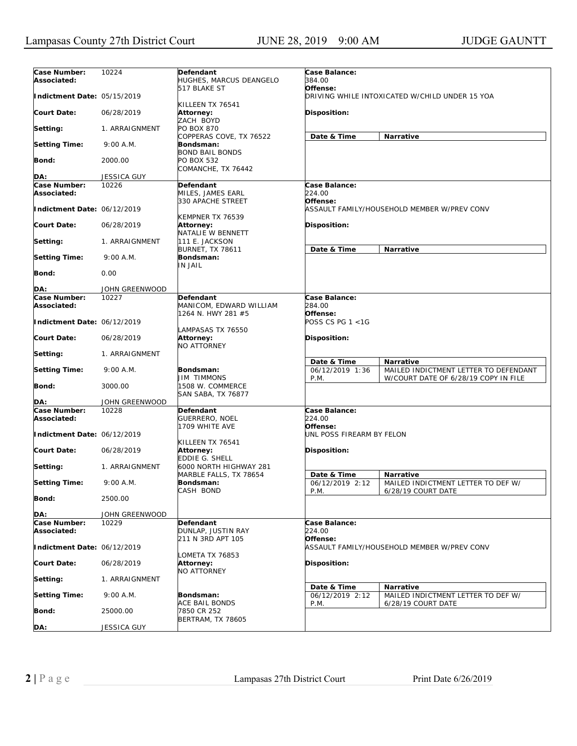| Case Number: | 10224 | Defendant | Case Balance: | |
|---|---|---|---|---|
| Associated: | | HUGHES, MARCUS DEANGELO<br>517 BLAKE ST<br>KILLEEN TX 76541 | 384.00 | |
| Indictment Date: | 05/15/2019 | | Offense: DRIVING WHILE INTOXICATED W/CHILD UNDER 15 YOA | |
| Court Date: | 06/28/2019 | Attorney: ZACH BOYD<br>PO BOX 870<br>COPPERAS COVE, TX 76522 | Disposition: | |
| Setting: | 1. ARRAIGNMENT | | **Date & Time** | **Narrative** |
| Setting Time: | 9:00 A.M. | Bondsman: BOND BAIL BONDS<br>PO BOX 532<br>COMANCHE, TX 76442 | | |
| Bond: | 2000.00 | | | |
| DA: | JESSICA GUY | | | |

| Case Number: | 10226 | Defendant | Case Balance: | |
|---|---|---|---|---|
| Associated: | | MILES, JAMES EARL<br>330 APACHE STREET<br>KEMPNER TX 76539 | 224.00 | |
| Indictment Date: | 06/12/2019 | | Offense: ASSAULT FAMILY/HOUSEHOLD MEMBER W/PREV CONV | |
| Court Date: | 06/28/2019 | Attorney: NATALIE W BENNETT<br>111 E. JACKSON<br>BURNET, TX 78611 | Disposition: | |
| Setting: | 1. ARRAIGNMENT | | **Date & Time** | **Narrative** |
| Setting Time: | 9:00 A.M. | Bondsman: IN JAIL | | |
| Bond: | 0.00 | | | |
| DA: | JOHN GREENWOOD | | | |

| Case Number: | 10227 | Defendant | Case Balance: | |
|---|---|---|---|---|
| Associated: | | MANICOM, EDWARD WILLIAM<br>1264 N. HWY 281 #5<br>LAMPASAS TX 76550 | 284.00 | |
| Indictment Date: | 06/12/2019 | | Offense: POSS CS PG 1 <1G | |
| Court Date: | 06/28/2019 | Attorney: NO ATTORNEY | Disposition: | |
| Setting: | 1. ARRAIGNMENT | | **Date & Time** | **Narrative** |
| Setting Time: | 9:00 A.M. | Bondsman: JIM TIMMONS<br>1508 W. COMMERCE<br>SAN SABA, TX 76877 | 06/12/2019 1:36 P.M. | MAILED INDICTMENT LETTER TO DEFENDANT W/COURT DATE OF 6/28/19 COPY IN FILE |
| Bond: | 3000.00 | | | |
| DA: | JOHN GREENWOOD | | | |

| Case Number: | 10228 | Defendant | Case Balance: | |
|---|---|---|---|---|
| Associated: | | GUERRERO, NOEL<br>1709 WHITE AVE<br>KILLEEN TX 76541 | 224.00 | |
| Indictment Date: | 06/12/2019 | | Offense: UNL POSS FIREARM BY FELON | |
| Court Date: | 06/28/2019 | Attorney: EDDIE G. SHELL<br>6000 NORTH HIGHWAY 281<br>MARBLE FALLS, TX 78654 | Disposition: | |
| Setting: | 1. ARRAIGNMENT | | **Date & Time** | **Narrative** |
| Setting Time: | 9:00 A.M. | Bondsman: CASH BOND | 06/12/2019 2:12 P.M. | MAILED INDICTMENT LETTER TO DEF W/ 6/28/19 COURT DATE |
| Bond: | 2500.00 | | | |
| DA: | JOHN GREENWOOD | | | |

| Case Number: | 10229 | Defendant | Case Balance: | |
|---|---|---|---|---|
| Associated: | | DUNLAP, JUSTIN RAY<br>211 N 3RD APT 105<br>LOMETA TX 76853 | 224.00 | |
| Indictment Date: | 06/12/2019 | | Offense: ASSAULT FAMILY/HOUSEHOLD MEMBER W/PREV CONV | |
| Court Date: | 06/28/2019 | Attorney: NO ATTORNEY | Disposition: | |
| Setting: | 1. ARRAIGNMENT | | **Date & Time** | **Narrative** |
| Setting Time: | 9:00 A.M. | Bondsman: ACE BAIL BONDS<br>7850 CR 252<br>BERTRAM, TX 78605 | 06/12/2019 2:12 P.M. | MAILED INDICTMENT LETTER TO DEF W/ 6/28/19 COURT DATE |
| Bond: | 25000.00 | | | |
| DA: | JESSICA GUY | | | |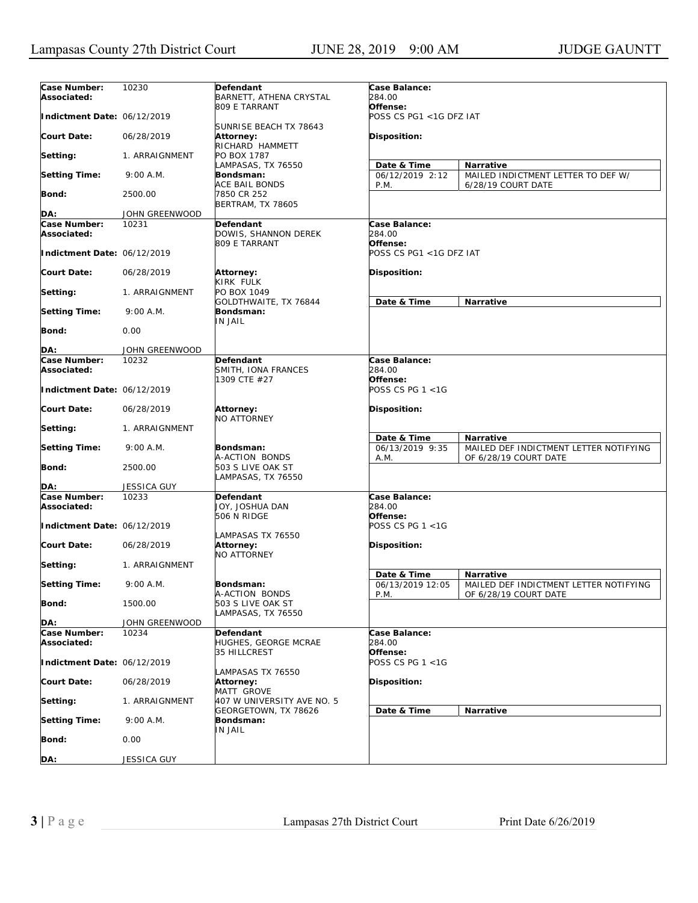| Case Number: | 10230 | Defendant | Case Balance: | |
|---|---|---|---|---|
| Associated: | | BARNETT, ATHENA CRYSTAL<br>809 E TARRANT<br><br>SUNRISE BEACH TX 78643 | 284.00 | |
| Indictment Date: | 06/12/2019 | | Offense:<br>POSS CS PG1 <1G DFZ IAT | |
| Court Date: | 06/28/2019 | Attorney:<br>RICHARD HAMMETT<br>PO BOX 1787<br>LAMPASAS, TX 76550 | Disposition: | |
| Setting: | 1. ARRAIGNMENT | | Date & Time | Narrative |
| Setting Time: | 9:00 A.M. | Bondsman:<br>ACE BAIL BONDS<br>7850 CR 252<br>BERTRAM, TX 78605 | 06/12/2019 2:12 P.M. | MAILED INDICTMENT LETTER TO DEF W/ 6/28/19 COURT DATE |
| Bond: | 2500.00 | | | |
| DA: | JOHN GREENWOOD | | | |

| Case Number: | 10231 | Defendant | Case Balance: | |
|---|---|---|---|---|
| Associated: | | DOWIS, SHANNON DEREK<br>809 E TARRANT | 284.00 | |
| Indictment Date: | 06/12/2019 | | Offense:<br>POSS CS PG1 <1G DFZ IAT | |
| Court Date: | 06/28/2019 | Attorney:<br>KIRK FULK<br>PO BOX 1049<br>GOLDTHWAITE, TX 76844 | Disposition: | |
| Setting: | 1. ARRAIGNMENT | | Date & Time | Narrative |
| Setting Time: | 9:00 A.M. | Bondsman:<br>IN JAIL | | |
| Bond: | 0.00 | | | |
| DA: | JOHN GREENWOOD | | | |

| Case Number: | 10232 | Defendant | Case Balance: | |
|---|---|---|---|---|
| Associated: | | SMITH, IONA FRANCES<br>1309 CTE #27 | 284.00 | |
| Indictment Date: | 06/12/2019 | | Offense:<br>POSS CS PG 1 <1G | |
| Court Date: | 06/28/2019 | Attorney:<br>NO ATTORNEY | Disposition: | |
| Setting: | 1. ARRAIGNMENT | | Date & Time | Narrative |
| Setting Time: | 9:00 A.M. | Bondsman:<br>A-ACTION BONDS<br>503 S LIVE OAK ST<br>LAMPASAS, TX 76550 | 06/13/2019 9:35 A.M. | MAILED DEF INDICTMENT LETTER NOTIFYING OF 6/28/19 COURT DATE |
| Bond: | 2500.00 | | | |
| DA: | JESSICA GUY | | | |

| Case Number: | 10233 | Defendant | Case Balance: | |
|---|---|---|---|---|
| Associated: | | JOY, JOSHUA DAN<br>506 N RIDGE<br><br>LAMPASAS TX 76550 | 284.00 | |
| Indictment Date: | 06/12/2019 | | Offense:<br>POSS CS PG 1 <1G | |
| Court Date: | 06/28/2019 | Attorney:<br>NO ATTORNEY | Disposition: | |
| Setting: | 1. ARRAIGNMENT | | Date & Time | Narrative |
| Setting Time: | 9:00 A.M. | Bondsman:<br>A-ACTION BONDS<br>503 S LIVE OAK ST<br>LAMPASAS, TX 76550 | 06/13/2019 12:05 P.M. | MAILED DEF INDICTMENT LETTER NOTIFYING OF 6/28/19 COURT DATE |
| Bond: | 1500.00 | | | |
| DA: | JOHN GREENWOOD | | | |

| Case Number: | 10234 | Defendant | Case Balance: | |
|---|---|---|---|---|
| Associated: | | HUGHES, GEORGE MCRAE<br>35 HILLCREST<br><br>LAMPASAS TX 76550 | 284.00 | |
| Indictment Date: | 06/12/2019 | | Offense:<br>POSS CS PG 1 <1G | |
| Court Date: | 06/28/2019 | Attorney:<br>MATT GROVE<br>407 W UNIVERSITY AVE NO. 5<br>GEORGETOWN, TX 78626 | Disposition: | |
| Setting: | 1. ARRAIGNMENT | | Date & Time | Narrative |
| Setting Time: | 9:00 A.M. | Bondsman:<br>IN JAIL | | |
| Bond: | 0.00 | | | |
| DA: | JESSICA GUY | | | |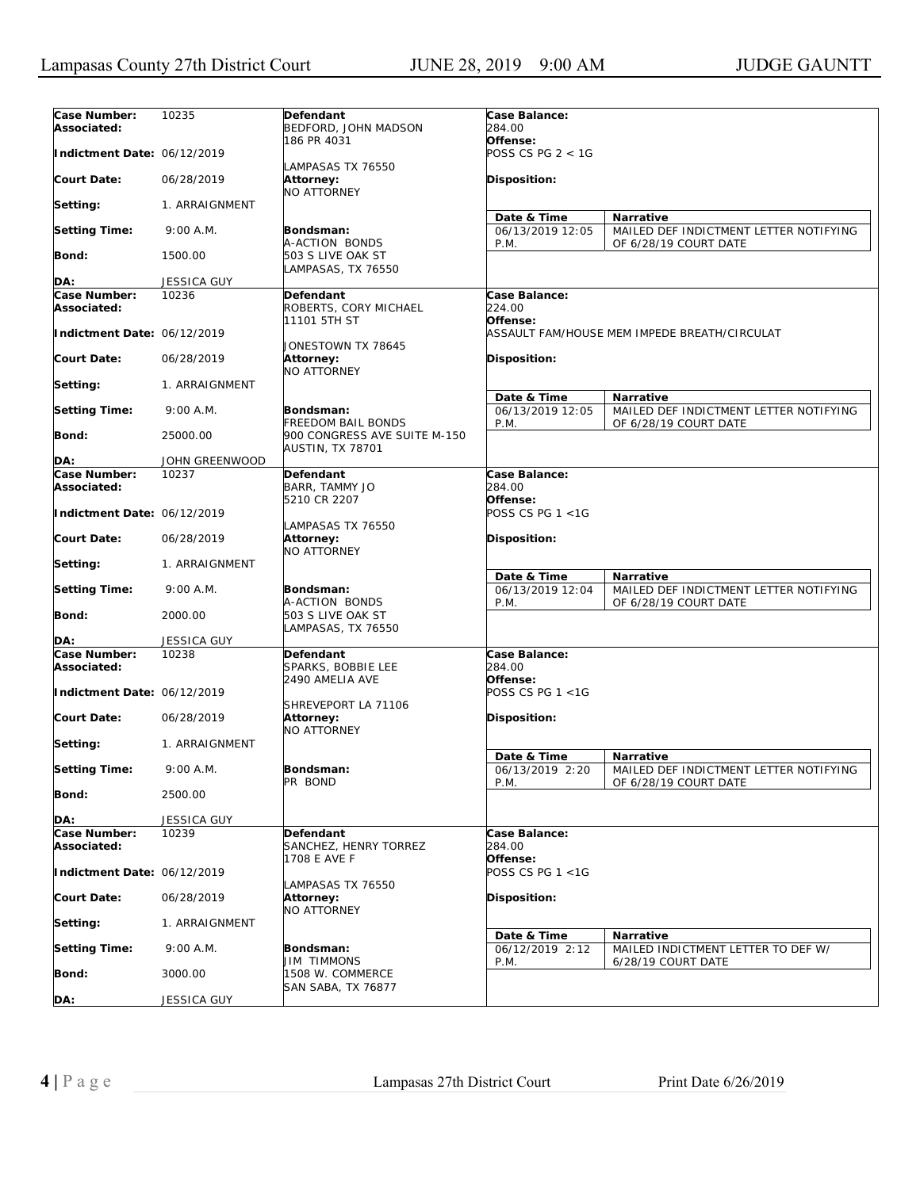| Case Number: | 10235 | Defendant | Case Balance: | |
|---|---|---|---|---|
| Associated: | | BEDFORD, JOHN MADSON<br>186 PR 4031<br><br>LAMPASAS TX 76550 | 284.00 | |
| Indictment Date: | 06/12/2019 | | Offense:<br>POSS CS PG 2 < 1G | |
| Court Date: | 06/28/2019 | Attorney:<br>NO ATTORNEY | Disposition: | |
| Setting: | 1. ARRAIGNMENT | | Date & Time | Narrative |
| Setting Time: | 9:00 A.M. | Bondsman:<br>A-ACTION BONDS<br>503 S LIVE OAK ST<br>LAMPASAS, TX 76550 | 06/13/2019 12:05 P.M. | MAILED DEF INDICTMENT LETTER NOTIFYING OF 6/28/19 COURT DATE |
| Bond: | 1500.00 | | | |
| DA: | JESSICA GUY | | | |

| Case Number: | 10236 | Defendant | Case Balance: | |
|---|---|---|---|---|
| Associated: | | ROBERTS, CORY MICHAEL<br>11101 5TH ST<br><br>JONESTOWN TX 78645 | 224.00 | |
| Indictment Date: | 06/12/2019 | | Offense:<br>ASSAULT FAM/HOUSE MEM IMPEDE BREATH/CIRCULAT | |
| Court Date: | 06/28/2019 | Attorney:<br>NO ATTORNEY | Disposition: | |
| Setting: | 1. ARRAIGNMENT | | Date & Time | Narrative |
| Setting Time: | 9:00 A.M. | Bondsman:<br>FREEDOM BAIL BONDS<br>900 CONGRESS AVE SUITE M-150<br>AUSTIN, TX 78701 | 06/13/2019 12:05 P.M. | MAILED DEF INDICTMENT LETTER NOTIFYING OF 6/28/19 COURT DATE |
| Bond: | 25000.00 | | | |
| DA: | JOHN GREENWOOD | | | |

| Case Number: | 10237 | Defendant | Case Balance: | |
|---|---|---|---|---|
| Associated: | | BARR, TAMMY JO<br>5210 CR 2207<br><br>LAMPASAS TX 76550 | 284.00 | |
| Indictment Date: | 06/12/2019 | | Offense:<br>POSS CS PG 1 <1G | |
| Court Date: | 06/28/2019 | Attorney:<br>NO ATTORNEY | Disposition: | |
| Setting: | 1. ARRAIGNMENT | | Date & Time | Narrative |
| Setting Time: | 9:00 A.M. | Bondsman:<br>A-ACTION BONDS<br>503 S LIVE OAK ST<br>LAMPASAS, TX 76550 | 06/13/2019 12:04 P.M. | MAILED DEF INDICTMENT LETTER NOTIFYING OF 6/28/19 COURT DATE |
| Bond: | 2000.00 | | | |
| DA: | JESSICA GUY | | | |

| Case Number: | 10238 | Defendant | Case Balance: | |
|---|---|---|---|---|
| Associated: | | SPARKS, BOBBIE LEE<br>2490 AMELIA AVE<br><br>SHREVEPORT LA 71106 | 284.00 | |
| Indictment Date: | 06/12/2019 | | Offense:<br>POSS CS PG 1 <1G | |
| Court Date: | 06/28/2019 | Attorney:<br>NO ATTORNEY | Disposition: | |
| Setting: | 1. ARRAIGNMENT | | Date & Time | Narrative |
| Setting Time: | 9:00 A.M. | Bondsman:<br>PR BOND | 06/13/2019 2:20 P.M. | MAILED DEF INDICTMENT LETTER NOTIFYING OF 6/28/19 COURT DATE |
| Bond: | 2500.00 | | | |
| DA: | JESSICA GUY | | | |

| Case Number: | 10239 | Defendant | Case Balance: | |
|---|---|---|---|---|
| Associated: | | SANCHEZ, HENRY TORREZ<br>1708 E AVE F<br><br>LAMPASAS TX 76550 | 284.00 | |
| Indictment Date: | 06/12/2019 | | Offense:<br>POSS CS PG 1 <1G | |
| Court Date: | 06/28/2019 | Attorney:<br>NO ATTORNEY | Disposition: | |
| Setting: | 1. ARRAIGNMENT | | Date & Time | Narrative |
| Setting Time: | 9:00 A.M. | Bondsman:<br>JIM TIMMONS<br>1508 W. COMMERCE<br>SAN SABA, TX 76877 | 06/12/2019 2:12 P.M. | MAILED INDICTMENT LETTER TO DEF W/ 6/28/19 COURT DATE |
| Bond: | 3000.00 | | | |
| DA: | JESSICA GUY | | | |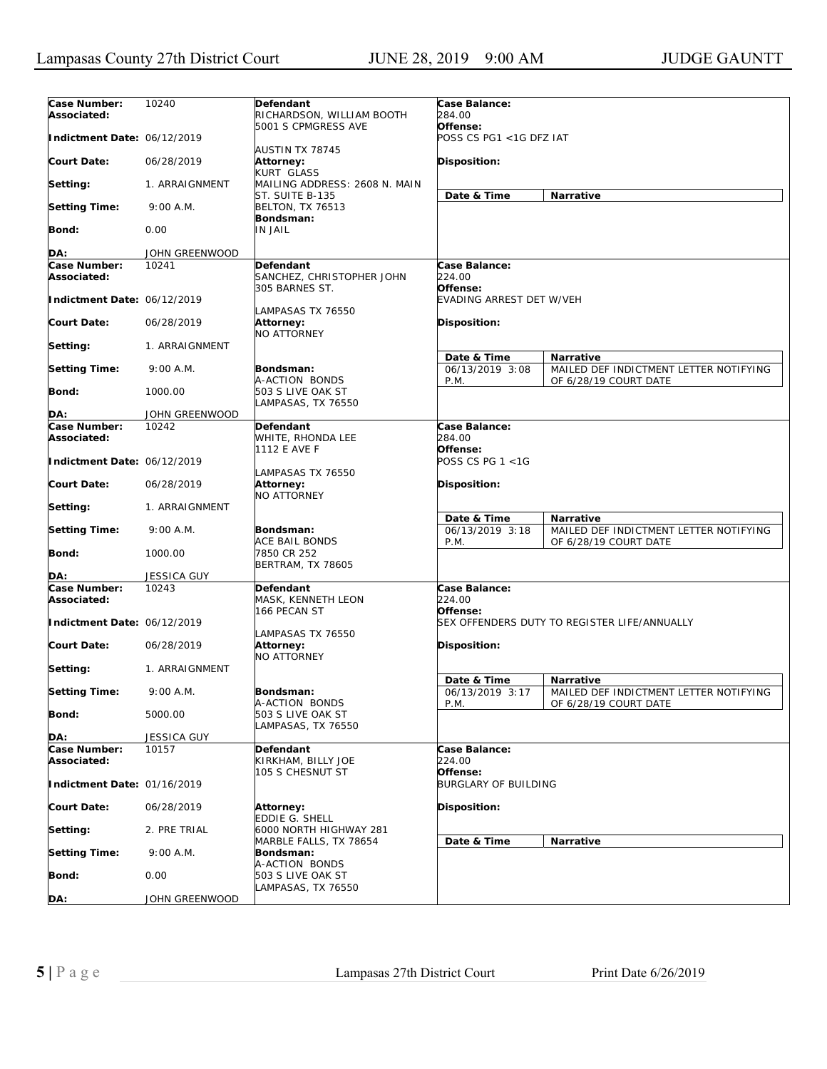| Case Number: | 10240 | Defendant | Case Balance: | |
|---|---|---|---|---|
| Associated: | | RICHARDSON, WILLIAM BOOTH<br>5001 S CPMGRESS AVE<br><br>AUSTIN TX 78745 | 284.00 | |
| Indictment Date: | 06/12/2019 | | Offense:<br>POSS CS PG1 <1G DFZ IAT | |
| Court Date: | 06/28/2019 | Attorney:<br>KURT GLASS<br>MAILING ADDRESS: 2608 N. MAIN ST. SUITE B-135<br>BELTON, TX 76513 | Disposition: | |
| Setting: | 1. ARRAIGNMENT | | Date & Time | Narrative |
| Setting Time: | 9:00 A.M. | Bondsman:<br>IN JAIL | | |
| Bond: | 0.00 | | | |
| DA: | JOHN GREENWOOD | | | |

| Case Number: | 10241 | Defendant | Case Balance: | |
|---|---|---|---|---|
| Associated: | | SANCHEZ, CHRISTOPHER JOHN<br>305 BARNES ST.<br><br>LAMPASAS TX 76550 | 224.00 | |
| Indictment Date: | 06/12/2019 | | Offense:<br>EVADING ARREST DET W/VEH | |
| Court Date: | 06/28/2019 | Attorney:<br>NO ATTORNEY | Disposition: | |
| Setting: | 1. ARRAIGNMENT | | Date & Time | Narrative |
| Setting Time: | 9:00 A.M. | Bondsman:<br>A-ACTION BONDS<br>503 S LIVE OAK ST<br>LAMPASAS, TX 76550 | 06/13/2019 3:08 P.M. | MAILED DEF INDICTMENT LETTER NOTIFYING OF 6/28/19 COURT DATE |
| Bond: | 1000.00 | | | |
| DA: | JOHN GREENWOOD | | | |

| Case Number: | 10242 | Defendant | Case Balance: | |
|---|---|---|---|---|
| Associated: | | WHITE, RHONDA LEE<br>1112 E AVE F<br><br>LAMPASAS TX 76550 | 284.00 | |
| Indictment Date: | 06/12/2019 | | Offense:<br>POSS CS PG 1 <1G | |
| Court Date: | 06/28/2019 | Attorney:<br>NO ATTORNEY | Disposition: | |
| Setting: | 1. ARRAIGNMENT | | Date & Time | Narrative |
| Setting Time: | 9:00 A.M. | Bondsman:<br>ACE BAIL BONDS<br>7850 CR 252<br>BERTRAM, TX 78605 | 06/13/2019 3:18 P.M. | MAILED DEF INDICTMENT LETTER NOTIFYING OF 6/28/19 COURT DATE |
| Bond: | 1000.00 | | | |
| DA: | JESSICA GUY | | | |

| Case Number: | 10243 | Defendant | Case Balance: | |
|---|---|---|---|---|
| Associated: | | MASK, KENNETH LEON<br>166 PECAN ST<br><br>LAMPASAS TX 76550 | 224.00 | |
| Indictment Date: | 06/12/2019 | | Offense:<br>SEX OFFENDERS DUTY TO REGISTER LIFE/ANNUALLY | |
| Court Date: | 06/28/2019 | Attorney:<br>NO ATTORNEY | Disposition: | |
| Setting: | 1. ARRAIGNMENT | | Date & Time | Narrative |
| Setting Time: | 9:00 A.M. | Bondsman:<br>A-ACTION BONDS<br>503 S LIVE OAK ST<br>LAMPASAS, TX 76550 | 06/13/2019 3:17 P.M. | MAILED DEF INDICTMENT LETTER NOTIFYING OF 6/28/19 COURT DATE |
| Bond: | 5000.00 | | | |
| DA: | JESSICA GUY | | | |

| Case Number: | 10157 | Defendant | Case Balance: | |
|---|---|---|---|---|
| Associated: | | KIRKHAM, BILLY JOE<br>105 S CHESNUT ST | 224.00 | |
| Indictment Date: | 01/16/2019 | | Offense:<br>BURGLARY OF BUILDING | |
| Court Date: | 06/28/2019 | Attorney:<br>EDDIE G. SHELL<br>6000 NORTH HIGHWAY 281<br>MARBLE FALLS, TX 78654 | Disposition: | |
| Setting: | 2. PRE TRIAL | | Date & Time | Narrative |
| Setting Time: | 9:00 A.M. | Bondsman:<br>A-ACTION BONDS<br>503 S LIVE OAK ST<br>LAMPASAS, TX 76550 | | |
| Bond: | 0.00 | | | |
| DA: | JOHN GREENWOOD | | | |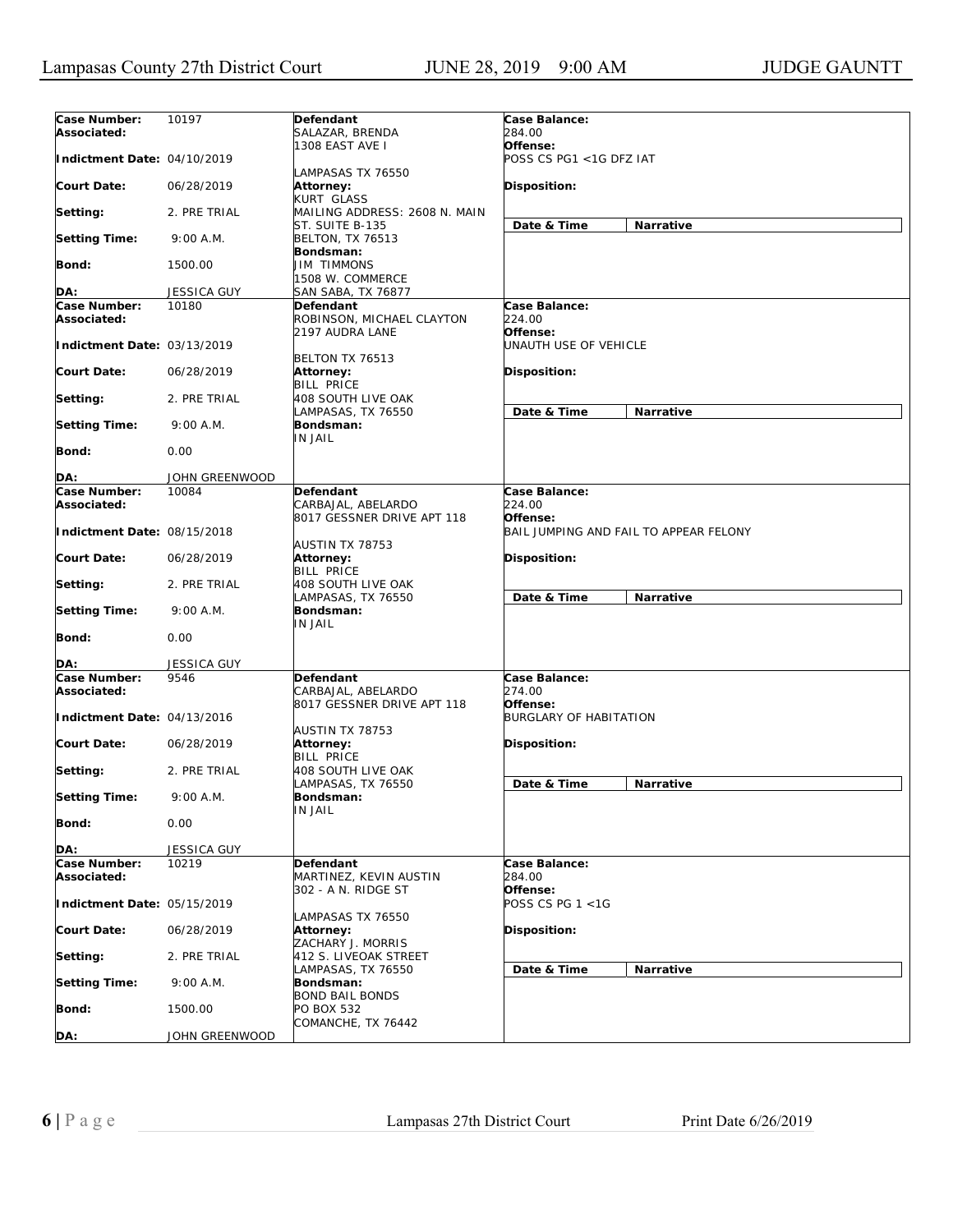| Case Number: | 10197 | Defendant | Case Balance: |
|---|---|---|---|
| Associated: | | SALAZAR, BRENDA<br>1308 EAST AVE I<br>LAMPASAS TX 76550 | 284.00 |
| Indictment Date: | 04/10/2019 | | Offense: POSS CS PG1 <1G DFZ IAT |
| Court Date: | 06/28/2019 | Attorney:<br>KURT GLASS<br>MAILING ADDRESS: 2608 N. MAIN ST. SUITE B-135<br>BELTON, TX 76513 | Disposition: |
| Setting: | 2. PRE TRIAL | | Date & Time / Narrative |
| Setting Time: | 9:00 A.M. | Bondsman:<br>JIM TIMMONS<br>1508 W. COMMERCE<br>SAN SABA, TX 76877 | |
| Bond: | 1500.00 | | |
| DA: | JESSICA GUY | | |

| Case Number: | 10180 | Defendant | Case Balance: |
|---|---|---|---|
| Associated: | | ROBINSON, MICHAEL CLAYTON<br>2197 AUDRA LANE<br>BELTON TX 76513 | 224.00 |
| Indictment Date: | 03/13/2019 | | Offense: UNAUTH USE OF VEHICLE |
| Court Date: | 06/28/2019 | Attorney:<br>BILL PRICE<br>408 SOUTH LIVE OAK<br>LAMPASAS, TX 76550 | Disposition: |
| Setting: | 2. PRE TRIAL | | Date & Time / Narrative |
| Setting Time: | 9:00 A.M. | Bondsman:<br>IN JAIL | |
| Bond: | 0.00 | | |
| DA: | JOHN GREENWOOD | | |

| Case Number: | 10084 | Defendant | Case Balance: |
|---|---|---|---|
| Associated: | | CARBAJAL, ABELARDO<br>8017 GESSNER DRIVE APT 118<br>AUSTIN TX 78753 | 224.00 |
| Indictment Date: | 08/15/2018 | | Offense: BAIL JUMPING AND FAIL TO APPEAR FELONY |
| Court Date: | 06/28/2019 | Attorney:<br>BILL PRICE<br>408 SOUTH LIVE OAK<br>LAMPASAS, TX 76550 | Disposition: |
| Setting: | 2. PRE TRIAL | | Date & Time / Narrative |
| Setting Time: | 9:00 A.M. | Bondsman:<br>IN JAIL | |
| Bond: | 0.00 | | |
| DA: | JESSICA GUY | | |

| Case Number: | 9546 | Defendant | Case Balance: |
|---|---|---|---|
| Associated: | | CARBAJAL, ABELARDO<br>8017 GESSNER DRIVE APT 118<br>AUSTIN TX 78753 | 274.00 |
| Indictment Date: | 04/13/2016 | | Offense: BURGLARY OF HABITATION |
| Court Date: | 06/28/2019 | Attorney:<br>BILL PRICE<br>408 SOUTH LIVE OAK<br>LAMPASAS, TX 76550 | Disposition: |
| Setting: | 2. PRE TRIAL | | Date & Time / Narrative |
| Setting Time: | 9:00 A.M. | Bondsman:<br>IN JAIL | |
| Bond: | 0.00 | | |
| DA: | JESSICA GUY | | |

| Case Number: | 10219 | Defendant | Case Balance: |
|---|---|---|---|
| Associated: | | MARTINEZ, KEVIN AUSTIN<br>302 - A N. RIDGE ST<br>LAMPASAS TX 76550 | 284.00 |
| Indictment Date: | 05/15/2019 | | Offense: POSS CS PG 1 <1G |
| Court Date: | 06/28/2019 | Attorney:<br>ZACHARY J. MORRIS<br>412 S. LIVEOAK STREET<br>LAMPASAS, TX 76550 | Disposition: |
| Setting: | 2. PRE TRIAL | | Date & Time / Narrative |
| Setting Time: | 9:00 A.M. | Bondsman:<br>BOND BAIL BONDS<br>PO BOX 532<br>COMANCHE, TX 76442 | |
| Bond: | 1500.00 | | |
| DA: | JOHN GREENWOOD | | |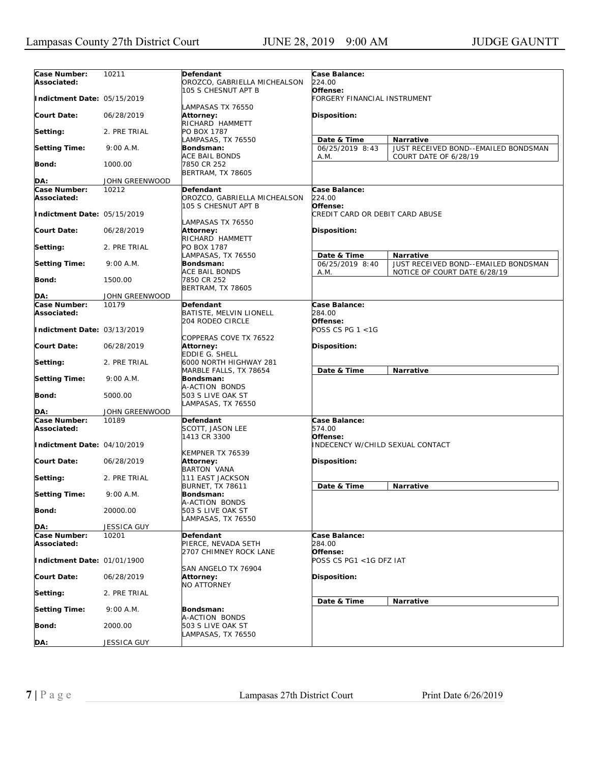| Case Number: | 10211 | Defendant | Case Balance: | |
|---|---|---|---|---|
| Associated: | | OROZCO, GABRIELLA MICHEALSON<br>105 S CHESNUT APT B<br>LAMPASAS TX 76550 | 224.00 | |
| Indictment Date: | 05/15/2019 | | Offense:<br>FORGERY FINANCIAL INSTRUMENT | |
| Court Date: | 06/28/2019 | Attorney:<br>RICHARD HAMMETT<br>PO BOX 1787<br>LAMPASAS, TX 76550 | Disposition: | |
| Setting: | 2. PRE TRIAL | | **Date & Time** | **Narrative** |
| Setting Time: | 9:00 A.M. | Bondsman:<br>ACE BAIL BONDS<br>7850 CR 252<br>BERTRAM, TX 78605 | 06/25/2019 8:43 A.M. | JUST RECEIVED BOND--EMAILED BONDSMAN COURT DATE OF 6/28/19 |
| Bond: | 1000.00 | | | |
| DA: | JOHN GREENWOOD | | | |

| Case Number: | 10212 | Defendant | Case Balance: | |
|---|---|---|---|---|
| Associated: | | OROZCO, GABRIELLA MICHEALSON<br>105 S CHESNUT APT B<br>LAMPASAS TX 76550 | 224.00 | |
| Indictment Date: | 05/15/2019 | | Offense:<br>CREDIT CARD OR DEBIT CARD ABUSE | |
| Court Date: | 06/28/2019 | Attorney:<br>RICHARD HAMMETT<br>PO BOX 1787<br>LAMPASAS, TX 76550 | Disposition: | |
| Setting: | 2. PRE TRIAL | | **Date & Time** | **Narrative** |
| Setting Time: | 9:00 A.M. | Bondsman:<br>ACE BAIL BONDS<br>7850 CR 252<br>BERTRAM, TX 78605 | 06/25/2019 8:40 A.M. | JUST RECEIVED BOND--EMAILED BONDSMAN NOTICE OF COURT DATE 6/28/19 |
| Bond: | 1500.00 | | | |
| DA: | JOHN GREENWOOD | | | |

| Case Number: | 10179 | Defendant | Case Balance: | |
|---|---|---|---|---|
| Associated: | | BATISTE, MELVIN LIONELL<br>204 RODEO CIRCLE<br>COPPERAS COVE TX 76522 | 284.00 | |
| Indictment Date: | 03/13/2019 | | Offense:<br>POSS CS PG 1 <1G | |
| Court Date: | 06/28/2019 | Attorney:<br>EDDIE G. SHELL<br>6000 NORTH HIGHWAY 281<br>MARBLE FALLS, TX 78654 | Disposition: | |
| Setting: | 2. PRE TRIAL | | **Date & Time** | **Narrative** |
| Setting Time: | 9:00 A.M. | Bondsman:<br>A-ACTION BONDS<br>503 S LIVE OAK ST<br>LAMPASAS, TX 76550 | | |
| Bond: | 5000.00 | | | |
| DA: | JOHN GREENWOOD | | | |

| Case Number: | 10189 | Defendant | Case Balance: | |
|---|---|---|---|---|
| Associated: | | SCOTT, JASON LEE<br>1413 CR 3300<br>KEMPNER TX 76539 | 574.00 | |
| Indictment Date: | 04/10/2019 | | Offense:<br>INDECENCY W/CHILD SEXUAL CONTACT | |
| Court Date: | 06/28/2019 | Attorney:<br>BARTON VANA<br>111 EAST JACKSON<br>BURNET, TX 78611 | Disposition: | |
| Setting: | 2. PRE TRIAL | | **Date & Time** | **Narrative** |
| Setting Time: | 9:00 A.M. | Bondsman:<br>A-ACTION BONDS<br>503 S LIVE OAK ST<br>LAMPASAS, TX 76550 | | |
| Bond: | 20000.00 | | | |
| DA: | JESSICA GUY | | | |

| Case Number: | 10201 | Defendant | Case Balance: | |
|---|---|---|---|---|
| Associated: | | PIERCE, NEVADA SETH<br>2707 CHIMNEY ROCK LANE<br>SAN ANGELO TX 76904 | 284.00 | |
| Indictment Date: | 01/01/1900 | | Offense:<br>POSS CS PG1 <1G DFZ IAT | |
| Court Date: | 06/28/2019 | Attorney:<br>NO ATTORNEY | Disposition: | |
| Setting: | 2. PRE TRIAL | | **Date & Time** | **Narrative** |
| Setting Time: | 9:00 A.M. | Bondsman:<br>A-ACTION BONDS<br>503 S LIVE OAK ST<br>LAMPASAS, TX 76550 | | |
| Bond: | 2000.00 | | | |
| DA: | JESSICA GUY | | | |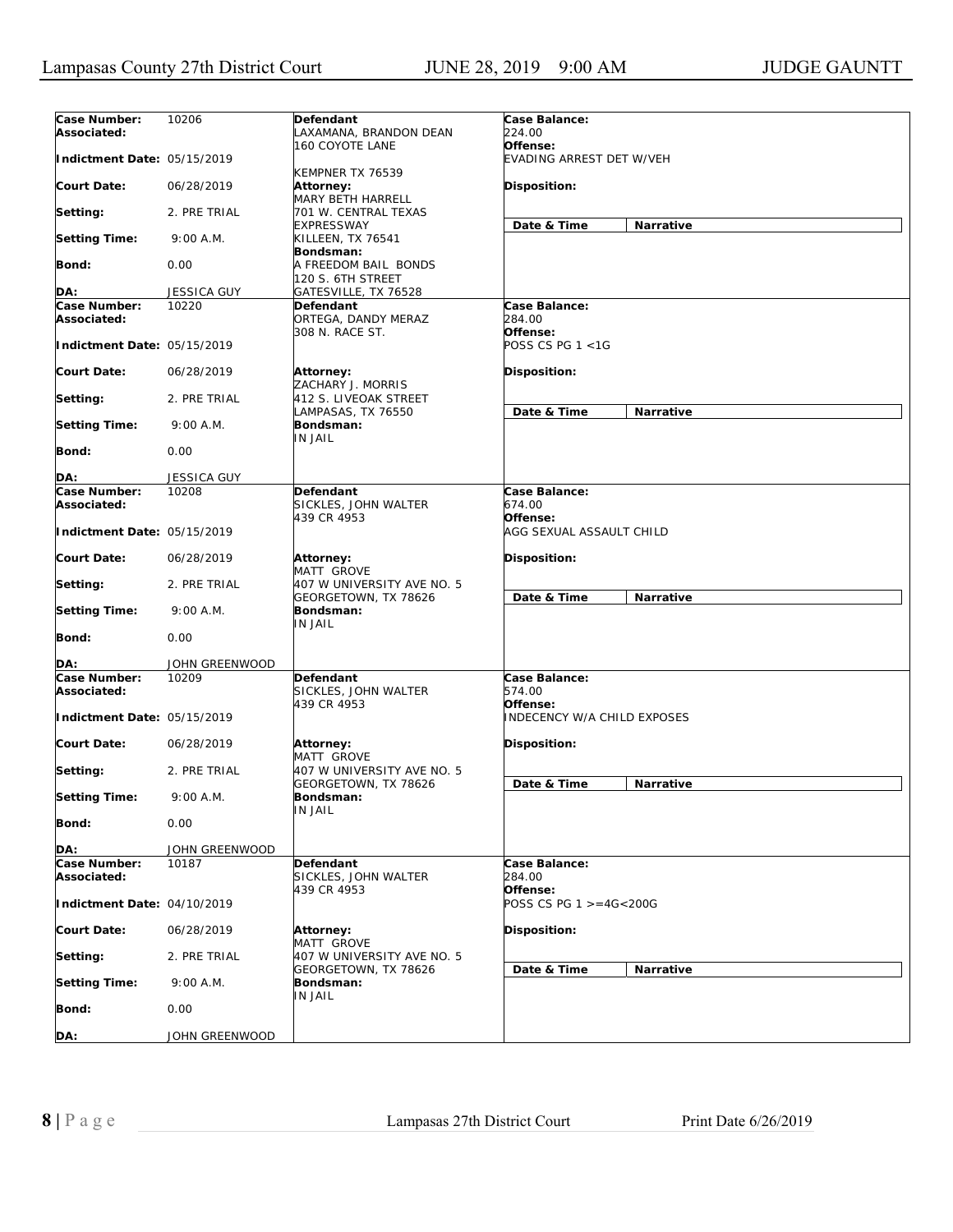| Case Number: | 10206 | Defendant | Case Balance: |
|---|---|---|---|
| Associated: | | LAXAMANA, BRANDON DEAN<br>160 COYOTE LANE<br><br>KEMPNER TX 76539 | 224.00 |
| Indictment Date: | 05/15/2019 | | Offense:<br>EVADING ARREST DET W/VEH |
| Court Date: | 06/28/2019 | Attorney:<br>MARY BETH HARRELL<br>701 W. CENTRAL TEXAS EXPRESSWAY<br>KILLEEN, TX 76541 | Disposition: |
| Setting: | 2. PRE TRIAL | | Date & Time / Narrative |
| Setting Time: | 9:00 A.M. | Bondsman:<br>A FREEDOM BAIL BONDS<br>120 S. 6TH STREET<br>GATESVILLE, TX 76528 | |
| Bond: | 0.00 | | |
| DA: | JESSICA GUY | | |

| Case Number: | 10220 | Defendant | Case Balance: |
|---|---|---|---|
| Associated: | | ORTEGA, DANDY MERAZ<br>308 N. RACE ST. | 284.00 |
| Indictment Date: | 05/15/2019 | | Offense:<br>POSS CS PG 1 <1G |
| Court Date: | 06/28/2019 | Attorney:<br>ZACHARY J. MORRIS<br>412 S. LIVEOAK STREET<br>LAMPASAS, TX 76550 | Disposition: |
| Setting: | 2. PRE TRIAL | | Date & Time / Narrative |
| Setting Time: | 9:00 A.M. | Bondsman:<br>IN JAIL | |
| Bond: | 0.00 | | |
| DA: | JESSICA GUY | | |

| Case Number: | 10208 | Defendant | Case Balance: |
|---|---|---|---|
| Associated: | | SICKLES, JOHN WALTER<br>439 CR 4953 | 674.00 |
| Indictment Date: | 05/15/2019 | | Offense:<br>AGG SEXUAL ASSAULT CHILD |
| Court Date: | 06/28/2019 | Attorney:<br>MATT GROVE<br>407 W UNIVERSITY AVE NO. 5<br>GEORGETOWN, TX 78626 | Disposition: |
| Setting: | 2. PRE TRIAL | | Date & Time / Narrative |
| Setting Time: | 9:00 A.M. | Bondsman:<br>IN JAIL | |
| Bond: | 0.00 | | |
| DA: | JOHN GREENWOOD | | |

| Case Number: | 10209 | Defendant | Case Balance: |
|---|---|---|---|
| Associated: | | SICKLES, JOHN WALTER<br>439 CR 4953 | 574.00 |
| Indictment Date: | 05/15/2019 | | Offense:<br>INDECENCY W/A CHILD EXPOSES |
| Court Date: | 06/28/2019 | Attorney:<br>MATT GROVE<br>407 W UNIVERSITY AVE NO. 5<br>GEORGETOWN, TX 78626 | Disposition: |
| Setting: | 2. PRE TRIAL | | Date & Time / Narrative |
| Setting Time: | 9:00 A.M. | Bondsman:<br>IN JAIL | |
| Bond: | 0.00 | | |
| DA: | JOHN GREENWOOD | | |

| Case Number: | 10187 | Defendant | Case Balance: |
|---|---|---|---|
| Associated: | | SICKLES, JOHN WALTER<br>439 CR 4953 | 284.00 |
| Indictment Date: | 04/10/2019 | | Offense:<br>POSS CS PG 1 >=4G<200G |
| Court Date: | 06/28/2019 | Attorney:<br>MATT GROVE<br>407 W UNIVERSITY AVE NO. 5<br>GEORGETOWN, TX 78626 | Disposition: |
| Setting: | 2. PRE TRIAL | | Date & Time / Narrative |
| Setting Time: | 9:00 A.M. | Bondsman:<br>IN JAIL | |
| Bond: | 0.00 | | |
| DA: | JOHN GREENWOOD | | |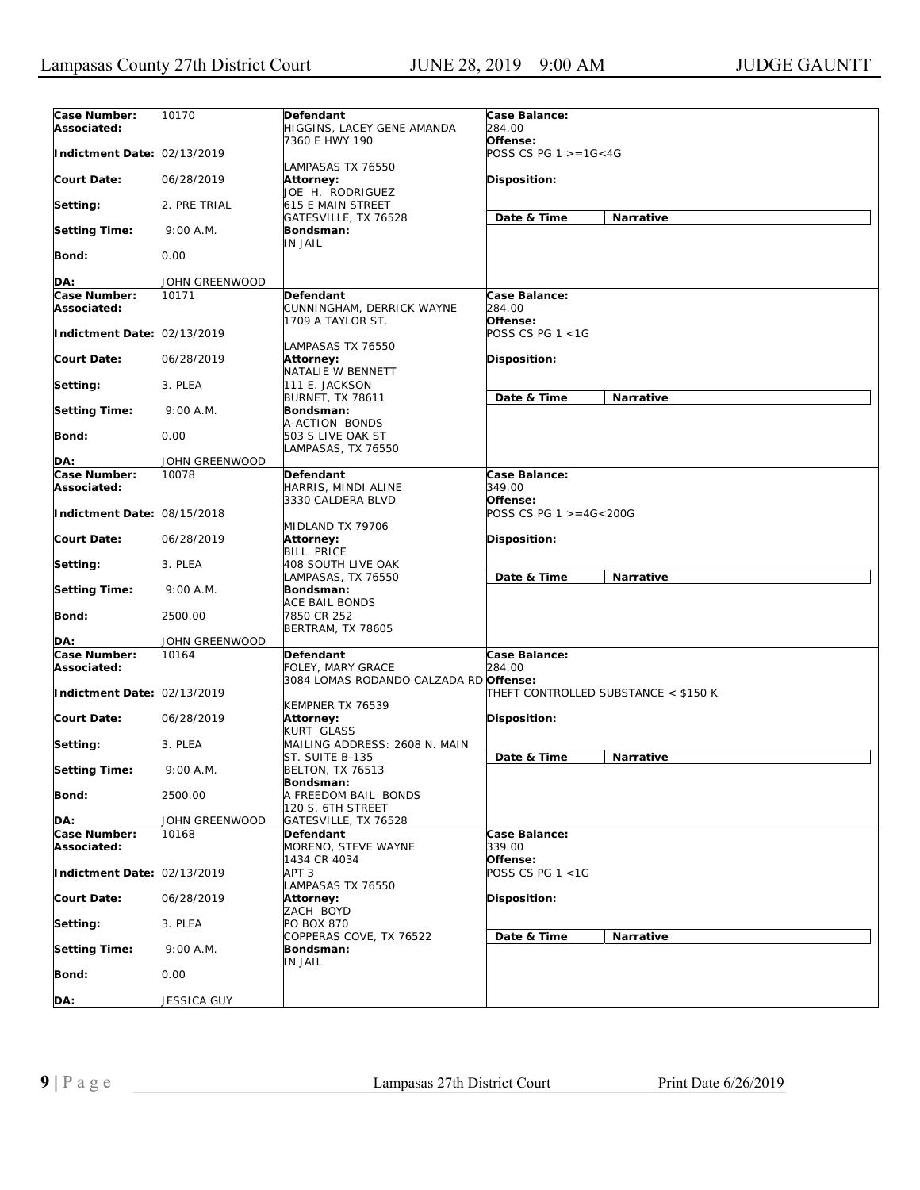| Case Number: | 10170 | Defendant | Case Balance: |
|---|---|---|---|
| Associated: | | HIGGINS, LACEY GENE AMANDA<br>7360 E HWY 190<br>LAMPASAS TX 76550 | 284.00 |
| Indictment Date: | 02/13/2019 | | Offense: POSS CS PG 1 >=1G<4G |
| Court Date: | 06/28/2019 | Attorney:<br>JOE H. RODRIGUEZ<br>615 E MAIN STREET<br>GATESVILLE, TX 76528 | Disposition: |
| Setting: | 2. PRE TRIAL | | Date & Time / Narrative |
| Setting Time: | 9:00 A.M. | Bondsman:<br>IN JAIL | |
| Bond: | 0.00 | | |
| DA: | JOHN GREENWOOD | | |

| Case Number: | 10171 | Defendant | Case Balance: |
|---|---|---|---|
| Associated: | | CUNNINGHAM, DERRICK WAYNE<br>1709 A TAYLOR ST.<br>LAMPASAS TX 76550 | 284.00 |
| Indictment Date: | 02/13/2019 | | Offense: POSS CS PG 1 <1G |
| Court Date: | 06/28/2019 | Attorney:<br>NATALIE W BENNETT<br>111 E. JACKSON<br>BURNET, TX 78611 | Disposition: |
| Setting: | 3. PLEA | | Date & Time / Narrative |
| Setting Time: | 9:00 A.M. | Bondsman:<br>A-ACTION BONDS<br>503 S LIVE OAK ST<br>LAMPASAS, TX 76550 | |
| Bond: | 0.00 | | |
| DA: | JOHN GREENWOOD | | |

| Case Number: | 10078 | Defendant | Case Balance: |
|---|---|---|---|
| Associated: | | HARRIS, MINDI ALINE<br>3330 CALDERA BLVD<br>MIDLAND TX 79706 | 349.00 |
| Indictment Date: | 08/15/2018 | | Offense: POSS CS PG 1 >=4G<200G |
| Court Date: | 06/28/2019 | Attorney:<br>BILL PRICE<br>408 SOUTH LIVE OAK<br>LAMPASAS, TX 76550 | Disposition: |
| Setting: | 3. PLEA | | Date & Time / Narrative |
| Setting Time: | 9:00 A.M. | Bondsman:<br>ACE BAIL BONDS<br>7850 CR 252<br>BERTRAM, TX 78605 | |
| Bond: | 2500.00 | | |
| DA: | JOHN GREENWOOD | | |

| Case Number: | 10164 | Defendant | Case Balance: |
|---|---|---|---|
| Associated: | | FOLEY, MARY GRACE<br>3084 LOMAS RODANDO CALZADA RD<br>KEMPNER TX 76539 | 284.00 |
| Indictment Date: | 02/13/2019 | | Offense: THEFT CONTROLLED SUBSTANCE < $150 K |
| Court Date: | 06/28/2019 | Attorney:<br>KURT GLASS<br>MAILING ADDRESS: 2608 N. MAIN ST. SUITE B-135<br>BELTON, TX 76513 | Disposition: |
| Setting: | 3. PLEA | | Date & Time / Narrative |
| Setting Time: | 9:00 A.M. | Bondsman:<br>A FREEDOM BAIL BONDS<br>120 S. 6TH STREET<br>GATESVILLE, TX 76528 | |
| Bond: | 2500.00 | | |
| DA: | JOHN GREENWOOD | | |

| Case Number: | 10168 | Defendant | Case Balance: |
|---|---|---|---|
| Associated: | | MORENO, STEVE WAYNE<br>1434 CR 4034<br>APT 3<br>LAMPASAS TX 76550 | 339.00 |
| Indictment Date: | 02/13/2019 | | Offense: POSS CS PG 1 <1G |
| Court Date: | 06/28/2019 | Attorney:<br>ZACH BOYD<br>PO BOX 870<br>COPPERAS COVE, TX 76522 | Disposition: |
| Setting: | 3. PLEA | | Date & Time / Narrative |
| Setting Time: | 9:00 A.M. | Bondsman:<br>IN JAIL | |
| Bond: | 0.00 | | |
| DA: | JESSICA GUY | | |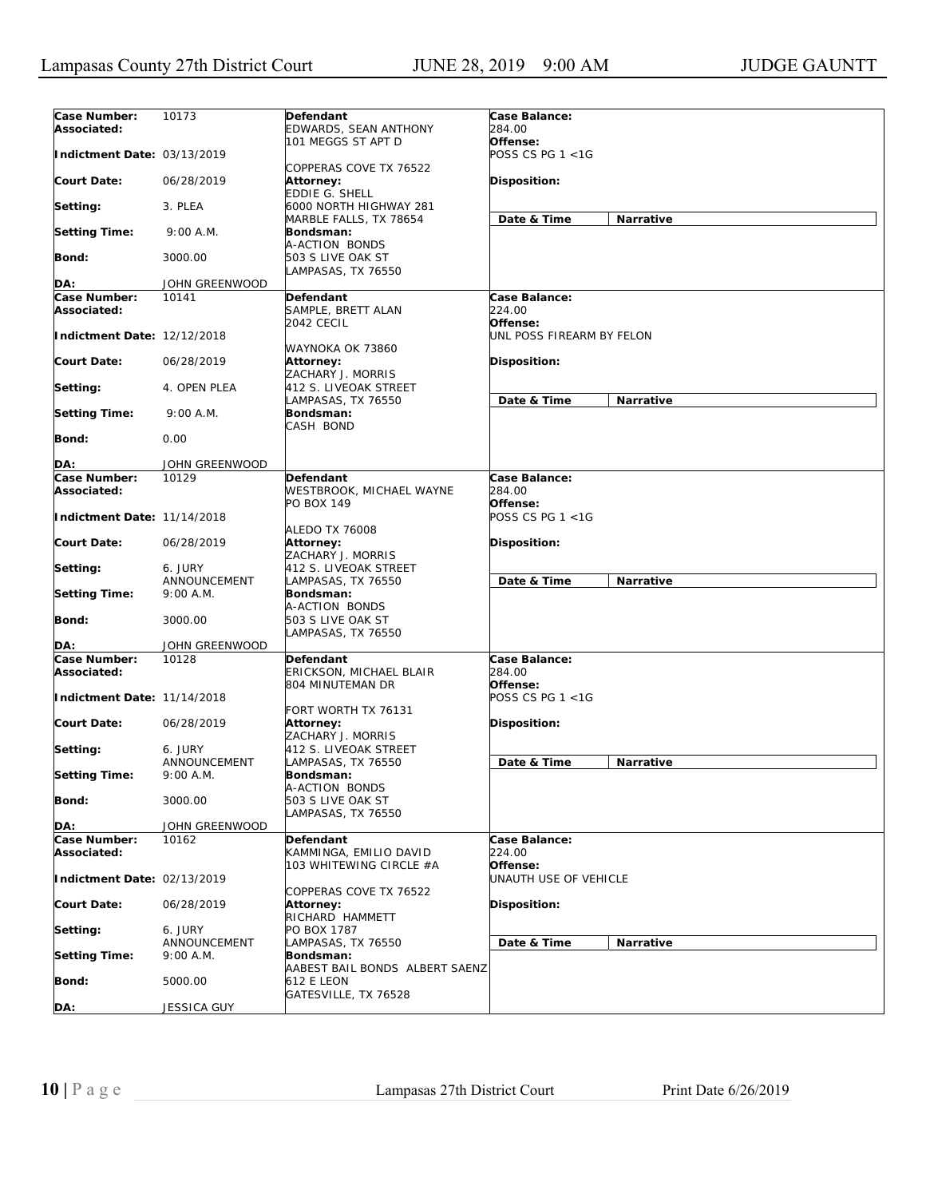| Case Number: | 10173 | Defendant | Case Balance: | |
|---|---|---|---|---|
| Associated: | | EDWARDS, SEAN ANTHONY<br>101 MEGGS ST APT D | 284.00 | |
| Indictment Date: | 03/13/2019 | | Offense:<br>POSS CS PG 1 <1G | |
| Court Date: | 06/28/2019 | COPPERAS COVE TX 76522<br>Attorney:<br>EDDIE G. SHELL | Disposition: | |
| Setting: | 3. PLEA | 6000 NORTH HIGHWAY 281<br>MARBLE FALLS, TX 78654 | **Date & Time** | **Narrative** |
| Setting Time: | 9:00 A.M. | Bondsman:<br>A-ACTION BONDS | | |
| Bond: | 3000.00 | 503 S LIVE OAK ST<br>LAMPASAS, TX 76550 | | |
| DA: | JOHN GREENWOOD | | | |

| Case Number: | 10141 | Defendant | Case Balance: | |
|---|---|---|---|---|
| Associated: | | SAMPLE, BRETT ALAN<br>2042 CECIL | 224.00 | |
| Indictment Date: | 12/12/2018 | | Offense:<br>UNL POSS FIREARM BY FELON | |
| Court Date: | 06/28/2019 | WAYNOKA OK 73860<br>Attorney:<br>ZACHARY J. MORRIS | Disposition: | |
| Setting: | 4. OPEN PLEA | 412 S. LIVEOAK STREET<br>LAMPASAS, TX 76550 | **Date & Time** | **Narrative** |
| Setting Time: | 9:00 A.M. | Bondsman:<br>CASH BOND | | |
| Bond: | 0.00 | | | |
| DA: | JOHN GREENWOOD | | | |

| Case Number: | 10129 | Defendant | Case Balance: | |
|---|---|---|---|---|
| Associated: | | WESTBROOK, MICHAEL WAYNE<br>PO BOX 149 | 284.00 | |
| Indictment Date: | 11/14/2018 | | Offense:<br>POSS CS PG 1 <1G | |
| Court Date: | 06/28/2019 | ALEDO TX 76008<br>Attorney:<br>ZACHARY J. MORRIS | Disposition: | |
| Setting: | 6. JURY ANNOUNCEMENT | 412 S. LIVEOAK STREET<br>LAMPASAS, TX 76550 | **Date & Time** | **Narrative** |
| Setting Time: | 9:00 A.M. | Bondsman:<br>A-ACTION BONDS | | |
| Bond: | 3000.00 | 503 S LIVE OAK ST<br>LAMPASAS, TX 76550 | | |
| DA: | JOHN GREENWOOD | | | |

| Case Number: | 10128 | Defendant | Case Balance: | |
|---|---|---|---|---|
| Associated: | | ERICKSON, MICHAEL BLAIR<br>804 MINUTEMAN DR | 284.00 | |
| Indictment Date: | 11/14/2018 | | Offense:<br>POSS CS PG 1 <1G | |
| Court Date: | 06/28/2019 | FORT WORTH TX 76131<br>Attorney:<br>ZACHARY J. MORRIS | Disposition: | |
| Setting: | 6. JURY ANNOUNCEMENT | 412 S. LIVEOAK STREET<br>LAMPASAS, TX 76550 | **Date & Time** | **Narrative** |
| Setting Time: | 9:00 A.M. | Bondsman:<br>A-ACTION BONDS | | |
| Bond: | 3000.00 | 503 S LIVE OAK ST<br>LAMPASAS, TX 76550 | | |
| DA: | JOHN GREENWOOD | | | |

| Case Number: | 10162 | Defendant | Case Balance: | |
|---|---|---|---|---|
| Associated: | | KAMMINGA, EMILIO DAVID<br>103 WHITEWING CIRCLE #A | 224.00 | |
| Indictment Date: | 02/13/2019 | | Offense:<br>UNAUTH USE OF VEHICLE | |
| Court Date: | 06/28/2019 | COPPERAS COVE TX 76522<br>Attorney:<br>RICHARD HAMMETT | Disposition: | |
| Setting: | 6. JURY ANNOUNCEMENT | PO BOX 1787<br>LAMPASAS, TX 76550 | **Date & Time** | **Narrative** |
| Setting Time: | 9:00 A.M. | Bondsman:<br>AABEST BAIL BONDS ALBERT SAENZ | | |
| Bond: | 5000.00 | 612 E LEON<br>GATESVILLE, TX 76528 | | |
| DA: | JESSICA GUY | | | |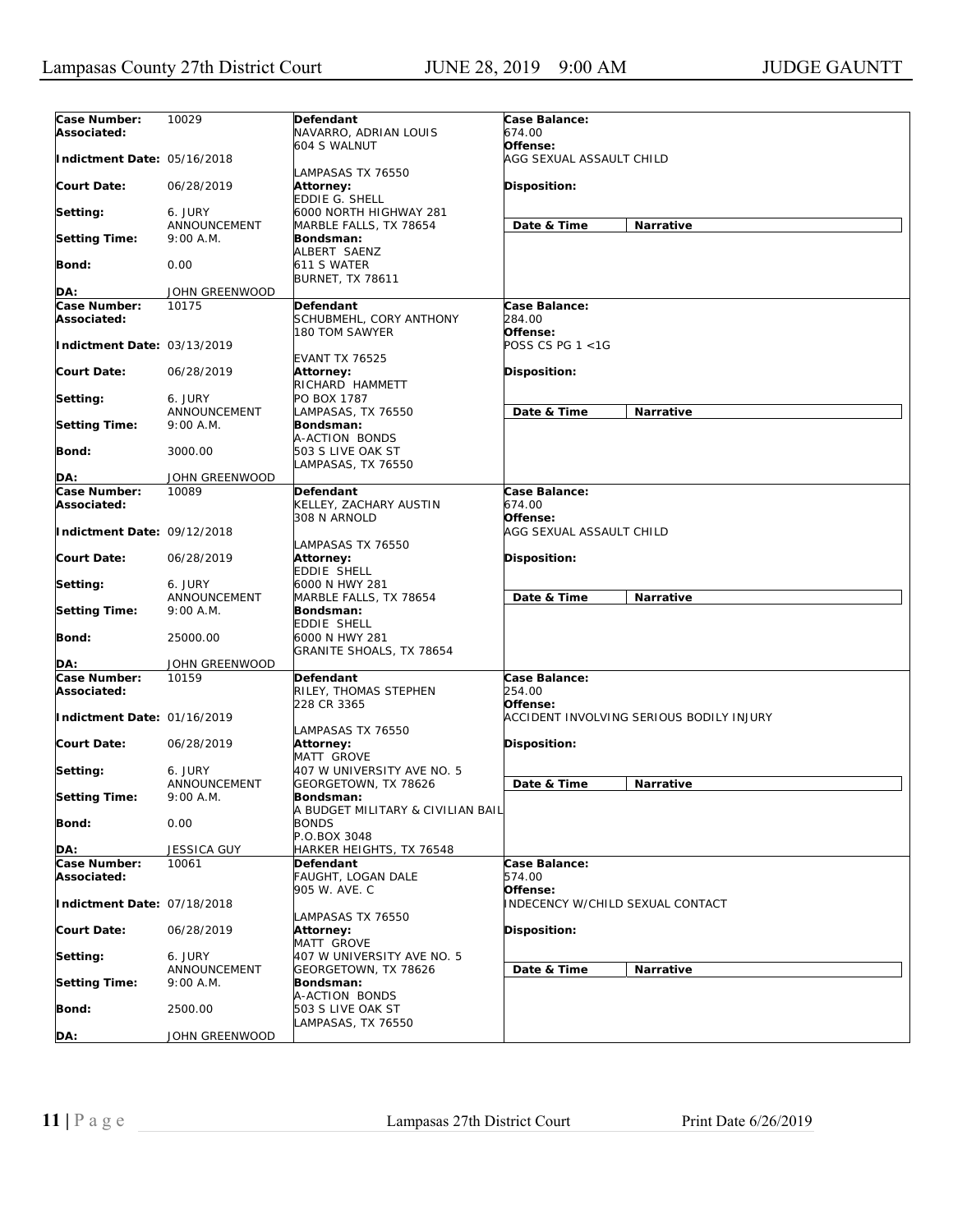| Case Number: | 10029 | Defendant | Case Balance: |
|---|---|---|---|
| Associated: | | NAVARRO, ADRIAN LOUIS<br>604 S WALNUT<br><br>LAMPASAS TX 76550 | 674.00 |
| Indictment Date: | 05/16/2018 | | Offense:<br>AGG SEXUAL ASSAULT CHILD |
| Court Date: | 06/28/2019 | Attorney:<br>EDDIE G. SHELL<br>6000 NORTH HIGHWAY 281<br>MARBLE FALLS, TX 78654 | Disposition: |
| Setting: | 6. JURY ANNOUNCEMENT | | Date & Time / Narrative |
| Setting Time: | 9:00 A.M. | Bondsman:<br>ALBERT SAENZ<br>611 S WATER<br>BURNET, TX 78611 | |
| Bond: | 0.00 | | |
| DA: | JOHN GREENWOOD | | |

| Case Number: | 10175 | Defendant | Case Balance: |
|---|---|---|---|
| Associated: | | SCHUBMEHL, CORY ANTHONY<br>180 TOM SAWYER<br><br>EVANT TX 76525 | 284.00 |
| Indictment Date: | 03/13/2019 | | Offense:<br>POSS CS PG 1 <1G |
| Court Date: | 06/28/2019 | Attorney:<br>RICHARD HAMMETT<br>PO BOX 1787<br>LAMPASAS, TX 76550 | Disposition: |
| Setting: | 6. JURY ANNOUNCEMENT | | Date & Time / Narrative |
| Setting Time: | 9:00 A.M. | Bondsman:<br>A-ACTION BONDS<br>503 S LIVE OAK ST<br>LAMPASAS, TX 76550 | |
| Bond: | 3000.00 | | |
| DA: | JOHN GREENWOOD | | |

| Case Number: | 10089 | Defendant | Case Balance: |
|---|---|---|---|
| Associated: | | KELLEY, ZACHARY AUSTIN<br>308 N ARNOLD<br><br>LAMPASAS TX 76550 | 674.00 |
| Indictment Date: | 09/12/2018 | | Offense:<br>AGG SEXUAL ASSAULT CHILD |
| Court Date: | 06/28/2019 | Attorney:<br>EDDIE SHELL<br>6000 N HWY 281<br>MARBLE FALLS, TX 78654 | Disposition: |
| Setting: | 6. JURY ANNOUNCEMENT | | Date & Time / Narrative |
| Setting Time: | 9:00 A.M. | Bondsman:<br>EDDIE SHELL<br>6000 N HWY 281<br>GRANITE SHOALS, TX 78654 | |
| Bond: | 25000.00 | | |
| DA: | JOHN GREENWOOD | | |

| Case Number: | 10159 | Defendant | Case Balance: |
|---|---|---|---|
| Associated: | | RILEY, THOMAS STEPHEN<br>228 CR 3365<br><br>LAMPASAS TX 76550 | 254.00 |
| Indictment Date: | 01/16/2019 | | Offense:<br>ACCIDENT INVOLVING SERIOUS BODILY INJURY |
| Court Date: | 06/28/2019 | Attorney:<br>MATT GROVE<br>407 W UNIVERSITY AVE NO. 5<br>GEORGETOWN, TX 78626 | Disposition: |
| Setting: | 6. JURY ANNOUNCEMENT | | Date & Time / Narrative |
| Setting Time: | 9:00 A.M. | Bondsman:<br>A BUDGET MILITARY & CIVILIAN BAIL BONDS<br>P.O.BOX 3048<br>HARKER HEIGHTS, TX 76548 | |
| Bond: | 0.00 | | |
| DA: | JESSICA GUY | | |

| Case Number: | 10061 | Defendant | Case Balance: |
|---|---|---|---|
| Associated: | | FAUGHT, LOGAN DALE<br>905 W. AVE. C<br><br>LAMPASAS TX 76550 | 574.00 |
| Indictment Date: | 07/18/2018 | | Offense:<br>INDECENCY W/CHILD SEXUAL CONTACT |
| Court Date: | 06/28/2019 | Attorney:<br>MATT GROVE<br>407 W UNIVERSITY AVE NO. 5<br>GEORGETOWN, TX 78626 | Disposition: |
| Setting: | 6. JURY ANNOUNCEMENT | | Date & Time / Narrative |
| Setting Time: | 9:00 A.M. | Bondsman:<br>A-ACTION BONDS<br>503 S LIVE OAK ST<br>LAMPASAS, TX 76550 | |
| Bond: | 2500.00 | | |
| DA: | JOHN GREENWOOD | | |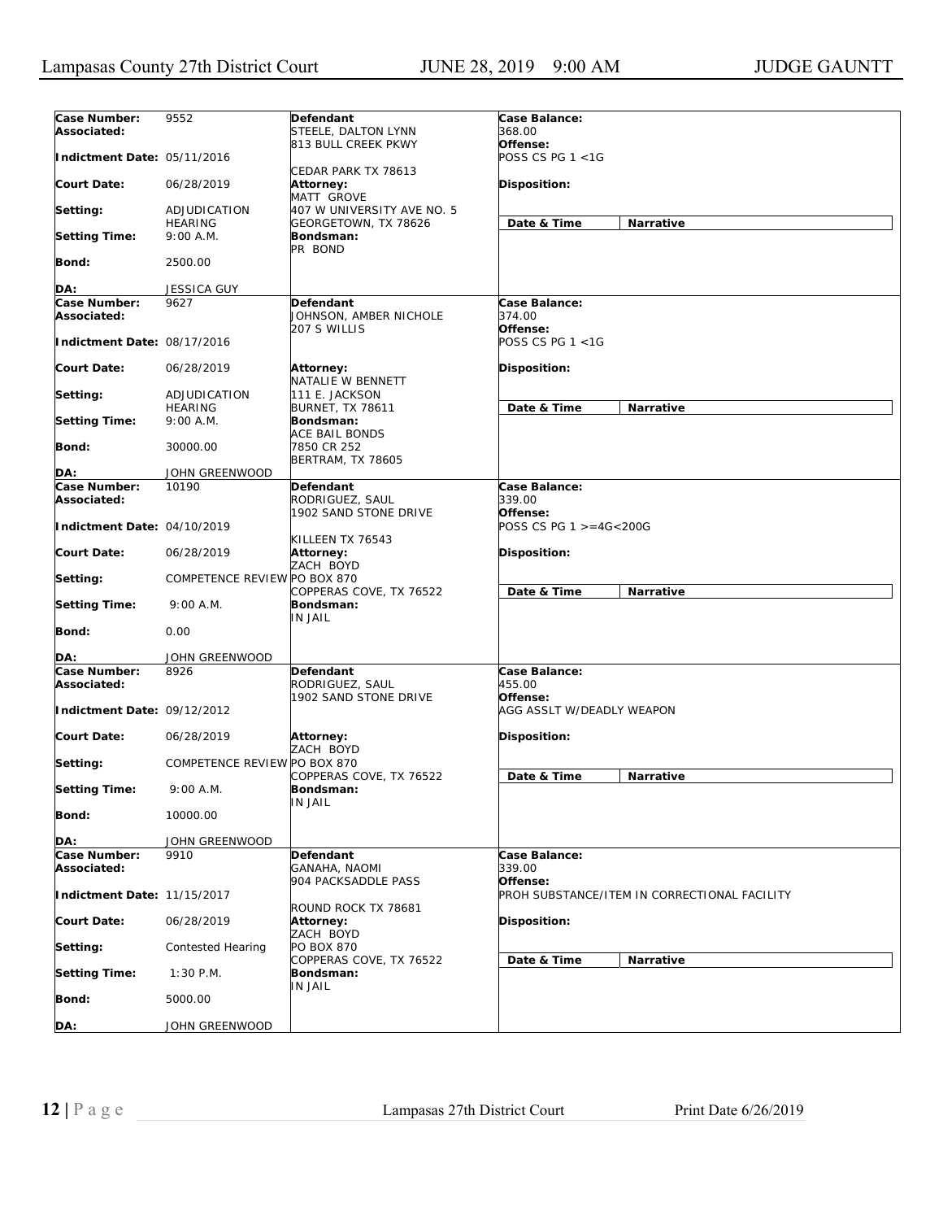| Case Number: | 9552 | Defendant | Case Balance: |
|---|---|---|---|
| Associated: | | STEELE, DALTON LYNN<br>813 BULL CREEK PKWY<br>CEDAR PARK TX 78613 | 368.00 |
| Indictment Date: | 05/11/2016 | | Offense: POSS CS PG 1 <1G |
| Court Date: | 06/28/2019 | Attorney:<br>MATT GROVE<br>407 W UNIVERSITY AVE NO. 5<br>GEORGETOWN, TX 78626 | Disposition: |
| Setting: | ADJUDICATION HEARING | | Date & Time / Narrative |
| Setting Time: | 9:00 A.M. | Bondsman:<br>PR BOND | |
| Bond: | 2500.00 | | |
| DA: | JESSICA GUY | | |

| Case Number: | 9627 | Defendant | Case Balance: |
|---|---|---|---|
| Associated: | | JOHNSON, AMBER NICHOLE<br>207 S WILLIS | 374.00 |
| Indictment Date: | 08/17/2016 | | Offense: POSS CS PG 1 <1G |
| Court Date: | 06/28/2019 | Attorney:<br>NATALIE W BENNETT<br>111 E. JACKSON<br>BURNET, TX 78611 | Disposition: |
| Setting: | ADJUDICATION HEARING | | Date & Time / Narrative |
| Setting Time: | 9:00 A.M. | Bondsman:<br>ACE BAIL BONDS<br>7850 CR 252<br>BERTRAM, TX 78605 | |
| Bond: | 30000.00 | | |
| DA: | JOHN GREENWOOD | | |

| Case Number: | 10190 | Defendant | Case Balance: |
|---|---|---|---|
| Associated: | | RODRIGUEZ, SAUL<br>1902 SAND STONE DRIVE<br>KILLEEN TX 76543 | 339.00 |
| Indictment Date: | 04/10/2019 | | Offense: POSS CS PG 1 >=4G<200G |
| Court Date: | 06/28/2019 | Attorney:<br>ZACH BOYD<br>PO BOX 870<br>COPPERAS COVE, TX 76522 | Disposition: |
| Setting: | COMPETENCE REVIEW | | Date & Time / Narrative |
| Setting Time: | 9:00 A.M. | Bondsman:<br>IN JAIL | |
| Bond: | 0.00 | | |
| DA: | JOHN GREENWOOD | | |

| Case Number: | 8926 | Defendant | Case Balance: |
|---|---|---|---|
| Associated: | | RODRIGUEZ, SAUL<br>1902 SAND STONE DRIVE | 455.00 |
| Indictment Date: | 09/12/2012 | | Offense: AGG ASSLT W/DEADLY WEAPON |
| Court Date: | 06/28/2019 | Attorney:<br>ZACH BOYD<br>PO BOX 870<br>COPPERAS COVE, TX 76522 | Disposition: |
| Setting: | COMPETENCE REVIEW | | Date & Time / Narrative |
| Setting Time: | 9:00 A.M. | Bondsman:<br>IN JAIL | |
| Bond: | 10000.00 | | |
| DA: | JOHN GREENWOOD | | |

| Case Number: | 9910 | Defendant | Case Balance: |
|---|---|---|---|
| Associated: | | GANAHA, NAOMI<br>904 PACKSADDLE PASS<br>ROUND ROCK TX 78681 | 339.00 |
| Indictment Date: | 11/15/2017 | | Offense: PROH SUBSTANCE/ITEM IN CORRECTIONAL FACILITY |
| Court Date: | 06/28/2019 | Attorney:<br>ZACH BOYD<br>PO BOX 870<br>COPPERAS COVE, TX 76522 | Disposition: |
| Setting: | Contested Hearing | | Date & Time / Narrative |
| Setting Time: | 1:30 P.M. | Bondsman:<br>IN JAIL | |
| Bond: | 5000.00 | | |
| DA: | JOHN GREENWOOD | | |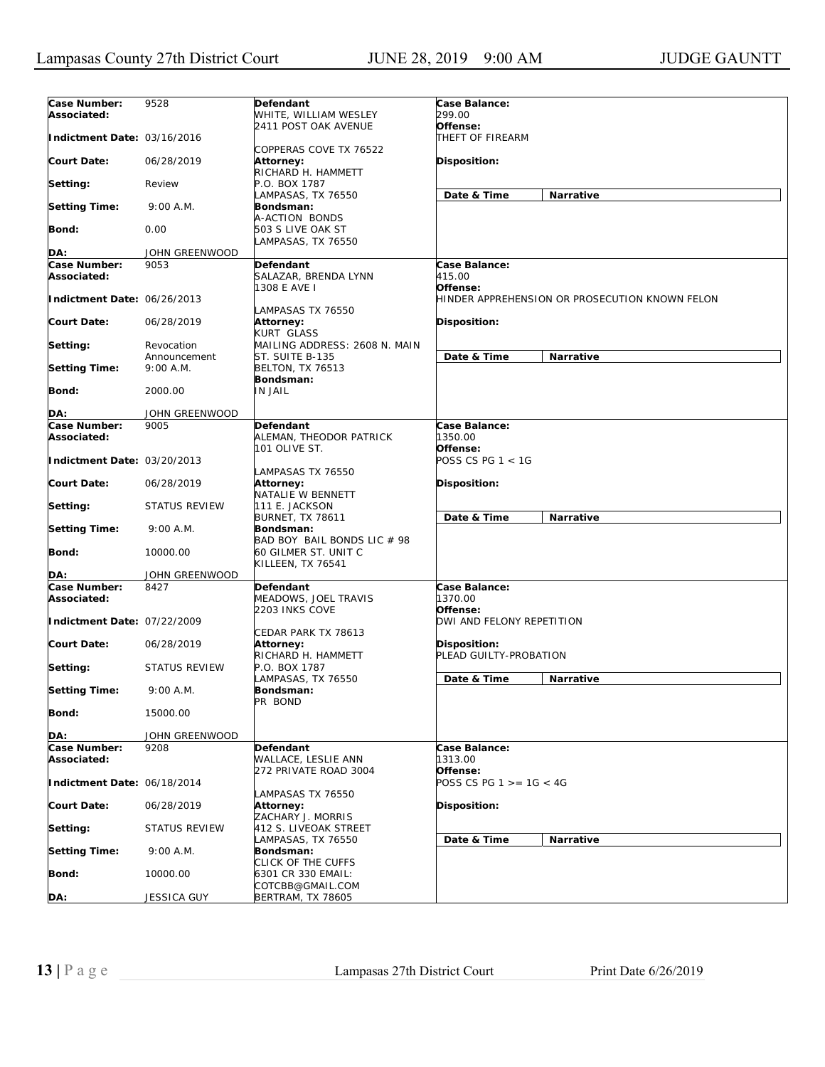| | | | |
|---|---|---|---|
| **Case Number:** 9528<br>**Associated:**<br>**Indictment Date:** 03/16/2016<br>**Court Date:** 06/28/2019<br>**Setting:** Review<br>**Setting Time:** 9:00 A.M.<br>**Bond:** 0.00<br>**DA:** JOHN GREENWOOD | **Defendant**<br>WHITE, WILLIAM WESLEY<br>2411 POST OAK AVENUE<br>COPPERAS COVE TX 76522<br>**Attorney:**<br>RICHARD H. HAMMETT<br>P.O. BOX 1787<br>LAMPASAS, TX 76550<br>**Bondsman:**<br>A-ACTION BONDS<br>503 S LIVE OAK ST<br>LAMPASAS, TX 76550 | **Case Balance:**<br>299.00<br>**Offense:**<br>THEFT OF FIREARM<br>**Disposition:**<br>**Date & Time** | **Narrative** |
| **Case Number:** 9053<br>**Associated:**<br>**Indictment Date:** 06/26/2013<br>**Court Date:** 06/28/2019<br>**Setting:** Revocation Announcement<br>**Setting Time:** 9:00 A.M.<br>**Bond:** 2000.00<br>**DA:** JOHN GREENWOOD | **Defendant**<br>SALAZAR, BRENDA LYNN<br>1308 E AVE I<br>LAMPASAS TX 76550<br>**Attorney:**<br>KURT GLASS<br>MAILING ADDRESS: 2608 N. MAIN ST. SUITE B-135<br>BELTON, TX 76513<br>**Bondsman:**<br>IN JAIL | **Case Balance:**<br>415.00<br>**Offense:**<br>HINDER APPREHENSION OR PROSECUTION KNOWN FELON<br>**Disposition:**<br>**Date & Time** | **Narrative** |
| **Case Number:** 9005<br>**Associated:**<br>**Indictment Date:** 03/20/2013<br>**Court Date:** 06/28/2019<br>**Setting:** STATUS REVIEW<br>**Setting Time:** 9:00 A.M.<br>**Bond:** 10000.00<br>**DA:** JOHN GREENWOOD | **Defendant**<br>ALEMAN, THEODOR PATRICK<br>101 OLIVE ST.<br>LAMPASAS TX 76550<br>**Attorney:**<br>NATALIE W BENNETT<br>111 E. JACKSON<br>BURNET, TX 78611<br>**Bondsman:**<br>BAD BOY BAIL BONDS LIC # 98<br>60 GILMER ST. UNIT C<br>KILLEEN, TX 76541 | **Case Balance:**<br>1350.00<br>**Offense:**<br>POSS CS PG 1 < 1G<br>**Disposition:**<br>**Date & Time** | **Narrative** |
| **Case Number:** 8427<br>**Associated:**<br>**Indictment Date:** 07/22/2009<br>**Court Date:** 06/28/2019<br>**Setting:** STATUS REVIEW<br>**Setting Time:** 9:00 A.M.<br>**Bond:** 15000.00<br>**DA:** JOHN GREENWOOD | **Defendant**<br>MEADOWS, JOEL TRAVIS<br>2203 INKS COVE<br>CEDAR PARK TX 78613<br>**Attorney:**<br>RICHARD H. HAMMETT<br>P.O. BOX 1787<br>LAMPASAS, TX 76550<br>**Bondsman:**<br>PR BOND | **Case Balance:**<br>1370.00<br>**Offense:**<br>DWI AND FELONY REPETITION<br>**Disposition:**<br>PLEAD GUILTY-PROBATION<br>**Date & Time** | **Narrative** |
| **Case Number:** 9208<br>**Associated:**<br>**Indictment Date:** 06/18/2014<br>**Court Date:** 06/28/2019<br>**Setting:** STATUS REVIEW<br>**Setting Time:** 9:00 A.M.<br>**Bond:** 10000.00<br>**DA:** JESSICA GUY | **Defendant**<br>WALLACE, LESLIE ANN<br>272 PRIVATE ROAD 3004<br>LAMPASAS TX 76550<br>**Attorney:**<br>ZACHARY J. MORRIS<br>412 S. LIVEOAK STREET<br>LAMPASAS, TX 76550<br>**Bondsman:**<br>CLICK OF THE CUFFS<br>6301 CR 330 EMAIL: COTCBB@GMAIL.COM<br>BERTRAM, TX 78605 | **Case Balance:**<br>1313.00<br>**Offense:**<br>POSS CS PG 1 >= 1G < 4G<br>**Disposition:**<br>**Date & Time** | **Narrative** |